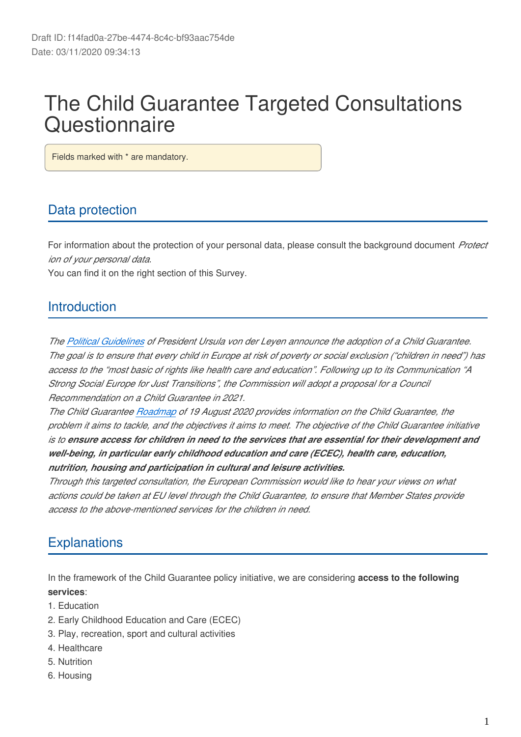Draft ID: f14fad0a-27be-4474-8c4c-bf93aac754de
Date: 03/11/2020 09:34:13

# The Child Guarantee Targeted Consultations Questionnaire

Fields marked with * are mandatory.

## Data protection

For information about the protection of your personal data, please consult the background document *Protection of your personal data*.
You can find it on the right section of this Survey.

## Introduction

*The Political Guidelines of President Ursula von der Leyen announce the adoption of a Child Guarantee. The goal is to ensure that every child in Europe at risk of poverty or social exclusion ("children in need") has access to the "most basic of rights like health care and education". Following up to its Communication "A Strong Social Europe for Just Transitions", the Commission will adopt a proposal for a Council Recommendation on a Child Guarantee in 2021.*
*The Child Guarantee Roadmap of 19 August 2020 provides information on the Child Guarantee, the problem it aims to tackle, and the objectives it aims to meet. The objective of the Child Guarantee initiative is to **ensure access for children in need to the services that are essential for their development and well-being, in particular early childhood education and care (ECEC), health care, education, nutrition, housing and participation in cultural and leisure activities.***
*Through this targeted consultation, the European Commission would like to hear your views on what actions could be taken at EU level through the Child Guarantee, to ensure that Member States provide access to the above-mentioned services for the children in need.*

## Explanations

In the framework of the Child Guarantee policy initiative, we are considering **access to the following services**:

1. Education
2. Early Childhood Education and Care (ECEC)
3. Play, recreation, sport and cultural activities
4. Healthcare
5. Nutrition
6. Housing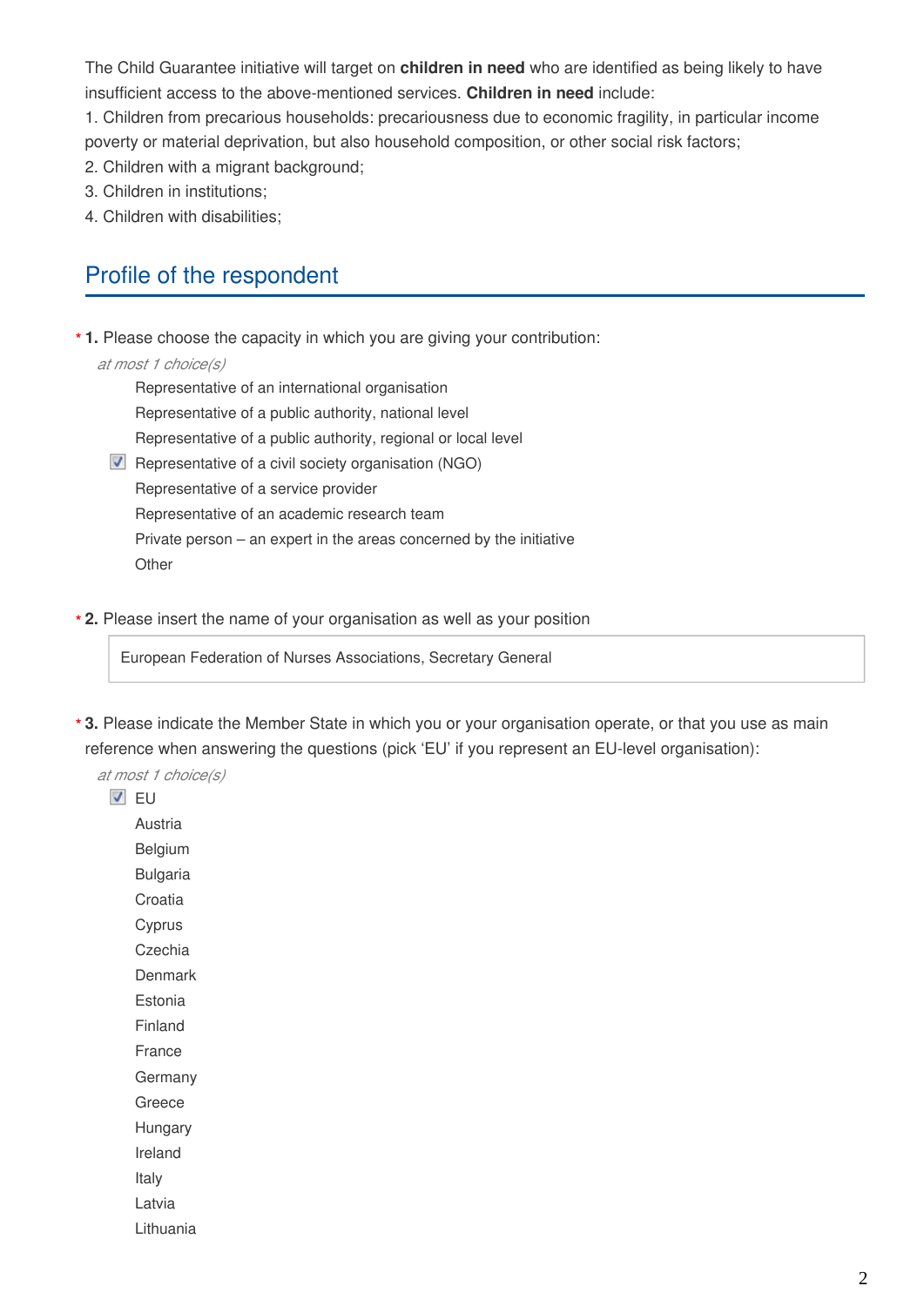The Child Guarantee initiative will target on **children in need** who are identified as being likely to have insufficient access to the above-mentioned services. **Children in need** include:

1. Children from precarious households: precariousness due to economic fragility, in particular income poverty or material deprivation, but also household composition, or other social risk factors;
2. Children with a migrant background;
3. Children in institutions;
4. Children with disabilities;

## Profile of the respondent

\* **1.** Please choose the capacity in which you are giving your contribution:

*at most 1 choice(s)*

- [ ] Representative of an international organisation
- [ ] Representative of a public authority, national level
- [ ] Representative of a public authority, regional or local level
- [x] Representative of a civil society organisation (NGO)
- [ ] Representative of a service provider
- [ ] Representative of an academic research team
- [ ] Private person – an expert in the areas concerned by the initiative
- [ ] Other

\* **2.** Please insert the name of your organisation as well as your position

European Federation of Nurses Associations, Secretary General

\* **3.** Please indicate the Member State in which you or your organisation operate, or that you use as main reference when answering the questions (pick 'EU' if you represent an EU-level organisation):

*at most 1 choice(s)*

- [x] EU
- [ ] Austria
- [ ] Belgium
- [ ] Bulgaria
- [ ] Croatia
- [ ] Cyprus
- [ ] Czechia
- [ ] Denmark
- [ ] Estonia
- [ ] Finland
- [ ] France
- [ ] Germany
- [ ] Greece
- [ ] Hungary
- [ ] Ireland
- [ ] Italy
- [ ] Latvia
- [ ] Lithuania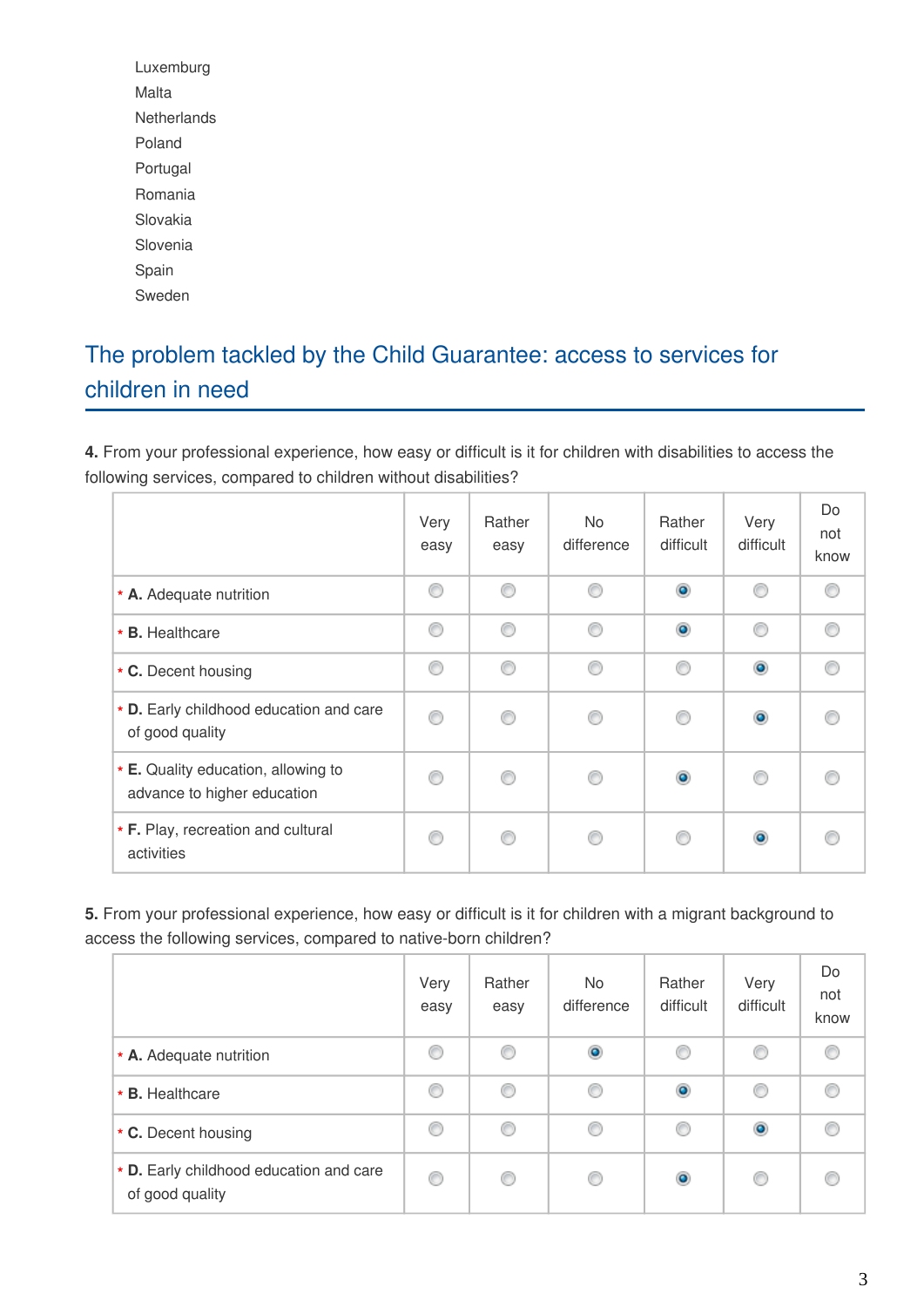Luxemburg
Malta
Netherlands
Poland
Portugal
Romania
Slovakia
Slovenia
Spain
Sweden

## The problem tackled by the Child Guarantee: access to services for children in need

**4.** From your professional experience, how easy or difficult is it for children with disabilities to access the following services, compared to children without disabilities?

| | Very easy | Rather easy | No difference | Rather difficult | Very difficult | Do not know |
|---|---|---|---|---|---|---|
| * **A.** Adequate nutrition | ○ | ○ | ○ | ◉ | ○ | ○ |
| * **B.** Healthcare | ○ | ○ | ○ | ◉ | ○ | ○ |
| * **C.** Decent housing | ○ | ○ | ○ | ○ | ◉ | ○ |
| * **D.** Early childhood education and care of good quality | ○ | ○ | ○ | ○ | ◉ | ○ |
| * **E.** Quality education, allowing to advance to higher education | ○ | ○ | ○ | ◉ | ○ | ○ |
| * **F.** Play, recreation and cultural activities | ○ | ○ | ○ | ○ | ◉ | ○ |

**5.** From your professional experience, how easy or difficult is it for children with a migrant background to access the following services, compared to native-born children?

| | Very easy | Rather easy | No difference | Rather difficult | Very difficult | Do not know |
|---|---|---|---|---|---|---|
| * **A.** Adequate nutrition | ○ | ○ | ◉ | ○ | ○ | ○ |
| * **B.** Healthcare | ○ | ○ | ○ | ◉ | ○ | ○ |
| * **C.** Decent housing | ○ | ○ | ○ | ○ | ◉ | ○ |
| * **D.** Early childhood education and care of good quality | ○ | ○ | ○ | ◉ | ○ | ○ |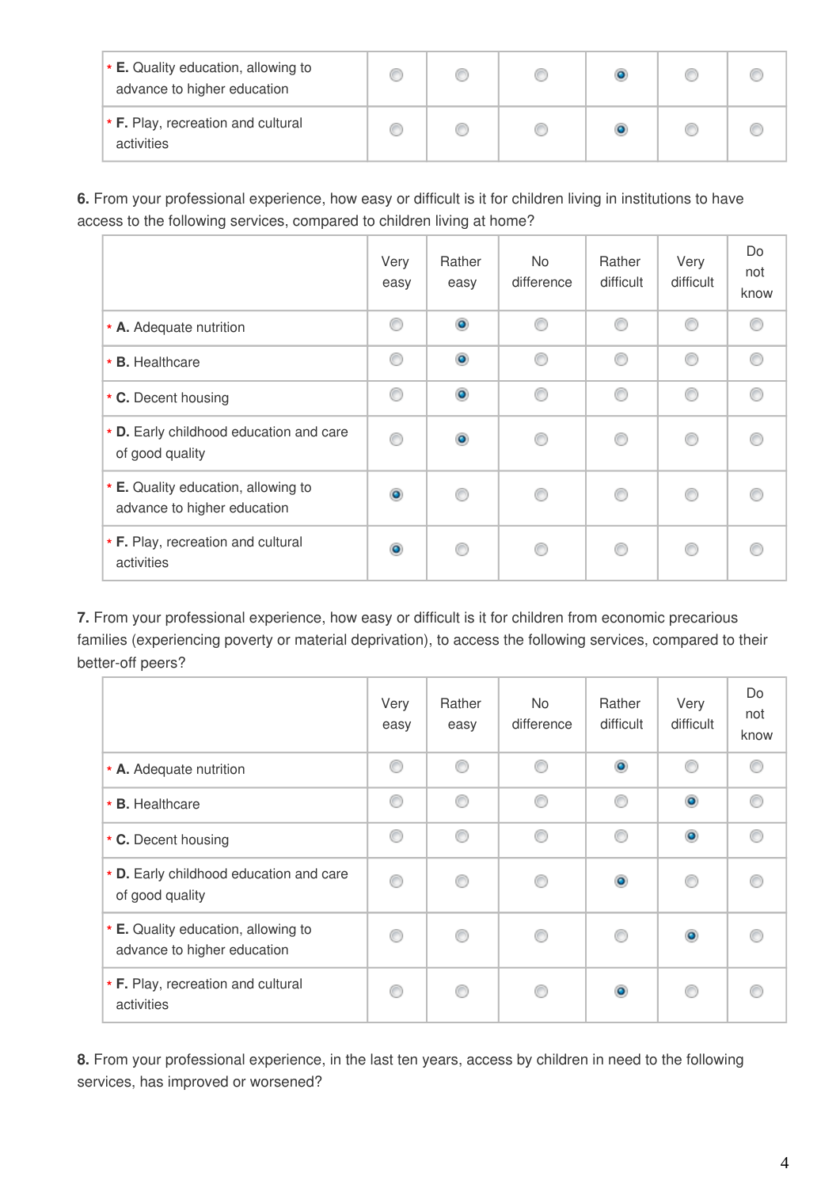| | | | | | | |
|---|---|---|---|---|---|---|
| * **E.** Quality education, allowing to advance to higher education | ○ | ○ | ○ | ● | ○ | ○ |
| * **F.** Play, recreation and cultural activities | ○ | ○ | ○ | ● | ○ | ○ |

**6.** From your professional experience, how easy or difficult is it for children living in institutions to have access to the following services, compared to children living at home?

| | Very easy | Rather easy | No difference | Rather difficult | Very difficult | Do not know |
|---|---|---|---|---|---|---|
| * **A.** Adequate nutrition | ○ | ● | ○ | ○ | ○ | ○ |
| * **B.** Healthcare | ○ | ● | ○ | ○ | ○ | ○ |
| * **C.** Decent housing | ○ | ● | ○ | ○ | ○ | ○ |
| * **D.** Early childhood education and care of good quality | ○ | ● | ○ | ○ | ○ | ○ |
| * **E.** Quality education, allowing to advance to higher education | ● | ○ | ○ | ○ | ○ | ○ |
| * **F.** Play, recreation and cultural activities | ● | ○ | ○ | ○ | ○ | ○ |

**7.** From your professional experience, how easy or difficult is it for children from economic precarious families (experiencing poverty or material deprivation), to access the following services, compared to their better-off peers?

| | Very easy | Rather easy | No difference | Rather difficult | Very difficult | Do not know |
|---|---|---|---|---|---|---|
| * **A.** Adequate nutrition | ○ | ○ | ○ | ● | ○ | ○ |
| * **B.** Healthcare | ○ | ○ | ○ | ○ | ● | ○ |
| * **C.** Decent housing | ○ | ○ | ○ | ○ | ● | ○ |
| * **D.** Early childhood education and care of good quality | ○ | ○ | ○ | ● | ○ | ○ |
| * **E.** Quality education, allowing to advance to higher education | ○ | ○ | ○ | ○ | ● | ○ |
| * **F.** Play, recreation and cultural activities | ○ | ○ | ○ | ● | ○ | ○ |

**8.** From your professional experience, in the last ten years, access by children in need to the following services, has improved or worsened?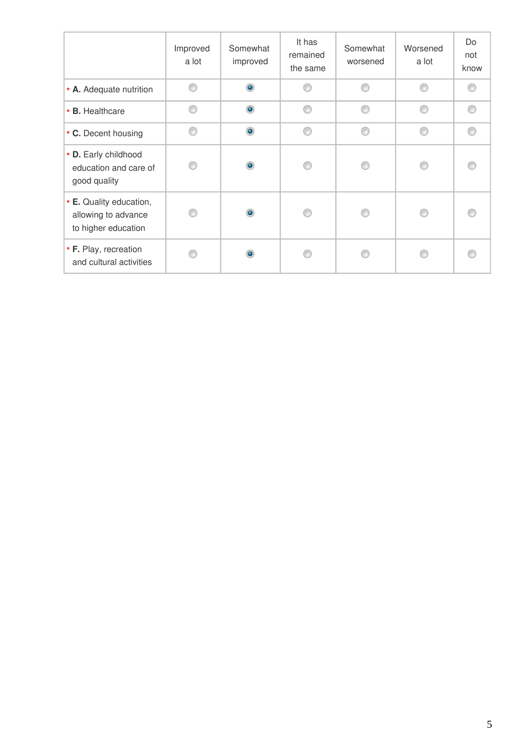| | Improved a lot | Somewhat improved | It has remained the same | Somewhat worsened | Worsened a lot | Do not know |
|---|---|---|---|---|---|---|
| * **A.** Adequate nutrition | ○ | ◉ | ○ | ○ | ○ | ○ |
| * **B.** Healthcare | ○ | ◉ | ○ | ○ | ○ | ○ |
| * **C.** Decent housing | ○ | ◉ | ○ | ○ | ○ | ○ |
| * **D.** Early childhood education and care of good quality | ○ | ◉ | ○ | ○ | ○ | ○ |
| * **E.** Quality education, allowing to advance to higher education | ○ | ◉ | ○ | ○ | ○ | ○ |
| * **F.** Play, recreation and cultural activities | ○ | ◉ | ○ | ○ | ○ | ○ |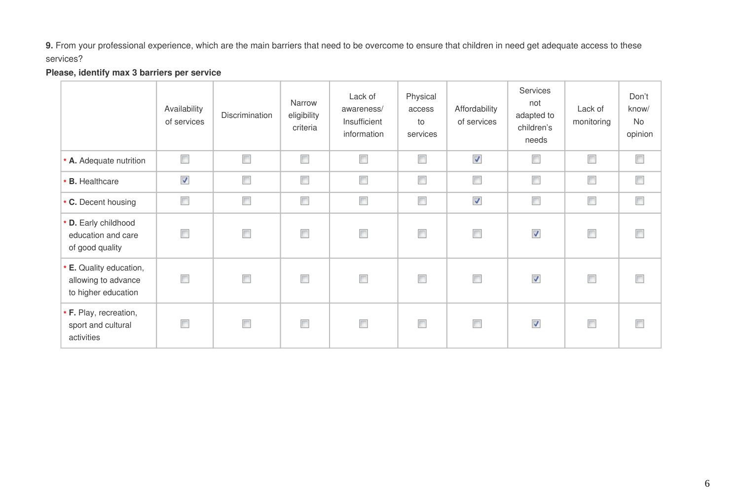**9.** From your professional experience, which are the main barriers that need to be overcome to ensure that children in need get adequate access to these services?

**Please, identify max 3 barriers per service**

| | Availability of services | Discrimination | Narrow eligibility criteria | Lack of awareness/ Insufficient information | Physical access to services | Affordability of services | Services not adapted to children's needs | Lack of monitoring | Don't know/ No opinion |
|---|---|---|---|---|---|---|---|---|---|
| * **A.** Adequate nutrition | ☐ | ☐ | ☐ | ☐ | ☐ | ☑ | ☐ | ☐ | ☐ |
| * **B.** Healthcare | ☑ | ☐ | ☐ | ☐ | ☐ | ☐ | ☐ | ☐ | ☐ |
| * **C.** Decent housing | ☐ | ☐ | ☐ | ☐ | ☐ | ☑ | ☐ | ☐ | ☐ |
| * **D.** Early childhood education and care of good quality | ☐ | ☐ | ☐ | ☐ | ☐ | ☐ | ☑ | ☐ | ☐ |
| * **E.** Quality education, allowing to advance to higher education | ☐ | ☐ | ☐ | ☐ | ☐ | ☐ | ☑ | ☐ | ☐ |
| * **F.** Play, recreation, sport and cultural activities | ☐ | ☐ | ☐ | ☐ | ☐ | ☐ | ☑ | ☐ | ☐ |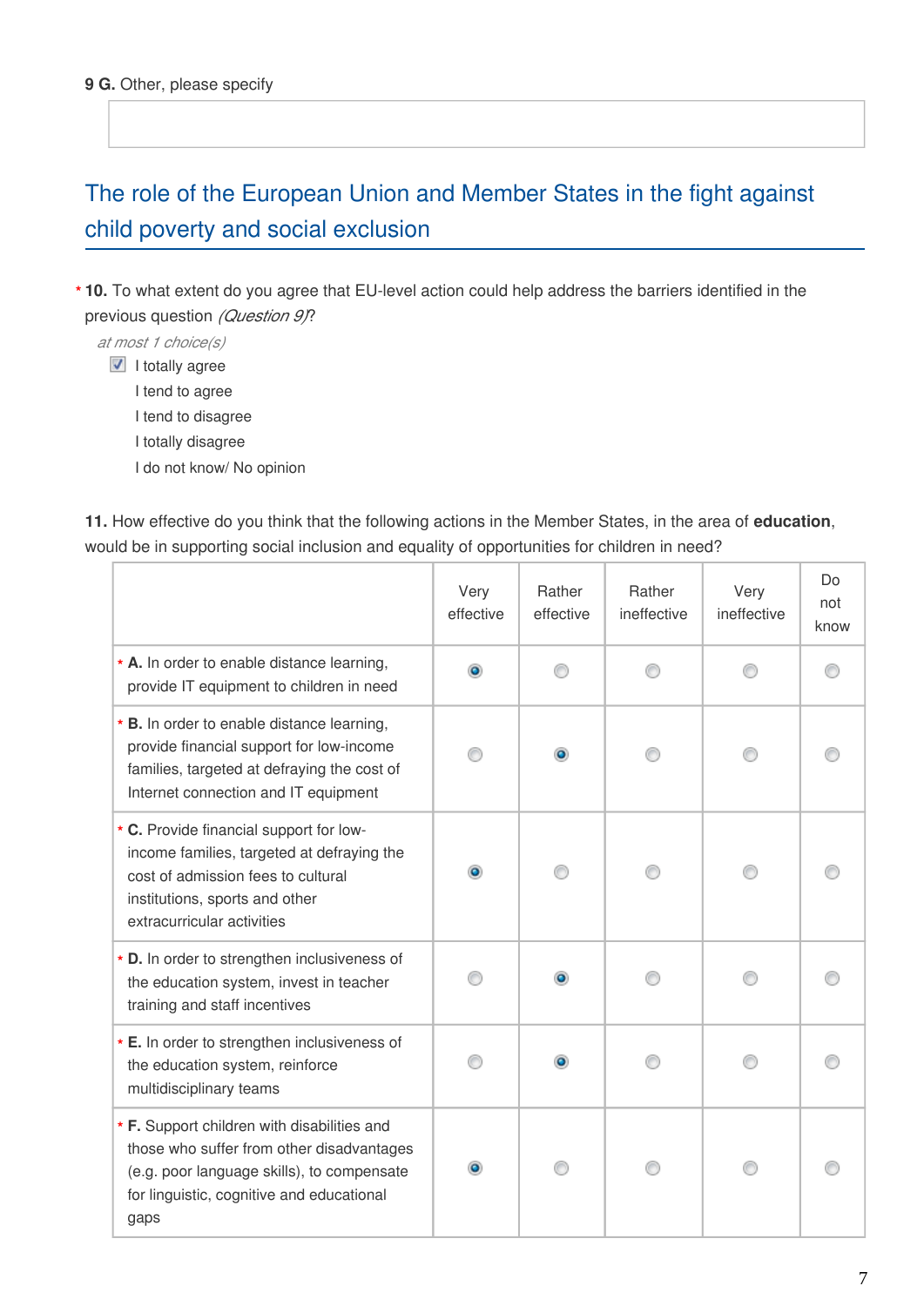**9 G.** Other, please specify

## The role of the European Union and Member States in the fight against child poverty and social exclusion

\* **10.** To what extent do you agree that EU-level action could help address the barriers identified in the previous question *(Question 9)*?

*at most 1 choice(s)*

- [x] I totally agree
- [ ] I tend to agree
- [ ] I tend to disagree
- [ ] I totally disagree
- [ ] I do not know/ No opinion

**11.** How effective do you think that the following actions in the Member States, in the area of **education**, would be in supporting social inclusion and equality of opportunities for children in need?

| | Very effective | Rather effective | Rather ineffective | Very ineffective | Do not know |
|---|---|---|---|---|---|
| * **A.** In order to enable distance learning, provide IT equipment to children in need | ● | ○ | ○ | ○ | ○ |
| * **B.** In order to enable distance learning, provide financial support for low-income families, targeted at defraying the cost of Internet connection and IT equipment | ○ | ● | ○ | ○ | ○ |
| * **C.** Provide financial support for low-income families, targeted at defraying the cost of admission fees to cultural institutions, sports and other extracurricular activities | ● | ○ | ○ | ○ | ○ |
| * **D.** In order to strengthen inclusiveness of the education system, invest in teacher training and staff incentives | ○ | ● | ○ | ○ | ○ |
| * **E.** In order to strengthen inclusiveness of the education system, reinforce multidisciplinary teams | ○ | ● | ○ | ○ | ○ |
| * **F.** Support children with disabilities and those who suffer from other disadvantages (e.g. poor language skills), to compensate for linguistic, cognitive and educational gaps | ● | ○ | ○ | ○ | ○ |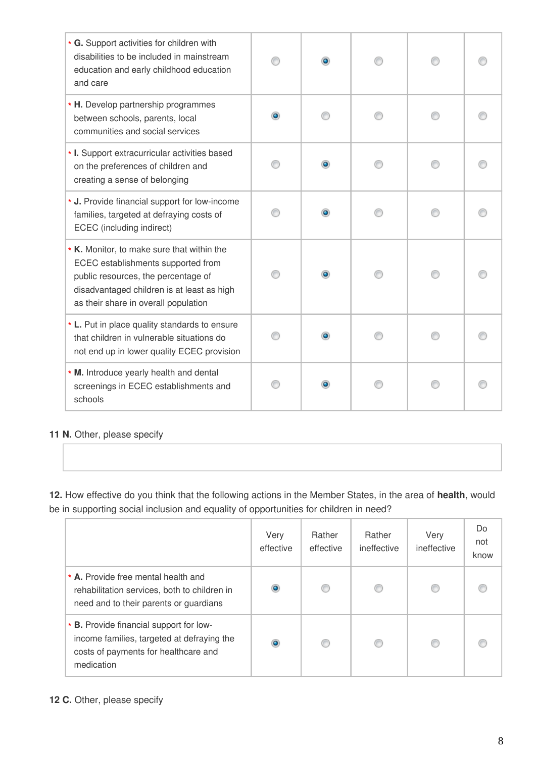| | Very effective | Rather effective | Rather ineffective | Very ineffective | Do not know |
|---|---|---|---|---|---|
| * **G.** Support activities for children with disabilities to be included in mainstream education and early childhood education and care | | ◉ | | | |
| * **H.** Develop partnership programmes between schools, parents, local communities and social services | ◉ | | | | |
| * **I.** Support extracurricular activities based on the preferences of children and creating a sense of belonging | | ◉ | | | |
| * **J.** Provide financial support for low-income families, targeted at defraying costs of ECEC (including indirect) | | ◉ | | | |
| * **K.** Monitor, to make sure that within the ECEC establishments supported from public resources, the percentage of disadvantaged children is at least as high as their share in overall population | | ◉ | | | |
| * **L.** Put in place quality standards to ensure that children in vulnerable situations do not end up in lower quality ECEC provision | | ◉ | | | |
| * **M.** Introduce yearly health and dental screenings in ECEC establishments and schools | | ◉ | | | |

**11 N.** Other, please specify

**12.** How effective do you think that the following actions in the Member States, in the area of **health**, would be in supporting social inclusion and equality of opportunities for children in need?

| | Very effective | Rather effective | Rather ineffective | Very ineffective | Do not know |
|---|---|---|---|---|---|
| * **A.** Provide free mental health and rehabilitation services, both to children in need and to their parents or guardians | ◉ | | | | |
| * **B.** Provide financial support for low-income families, targeted at defraying the costs of payments for healthcare and medication | ◉ | | | | |

**12 C.** Other, please specify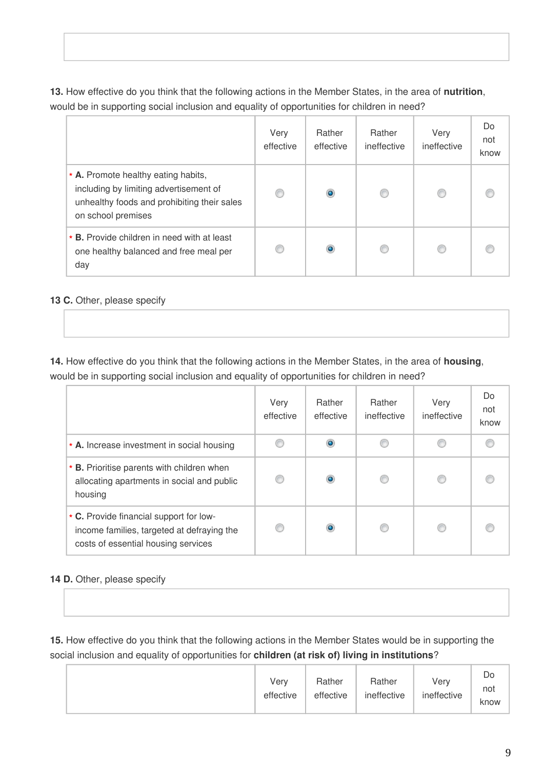**13.** How effective do you think that the following actions in the Member States, in the area of **nutrition**, would be in supporting social inclusion and equality of opportunities for children in need?

| | Very effective | Rather effective | Rather ineffective | Very ineffective | Do not know |
|---|---|---|---|---|---|
| * **A.** Promote healthy eating habits, including by limiting advertisement of unhealthy foods and prohibiting their sales on school premises | ○ | ● | ○ | ○ | ○ |
| * **B.** Provide children in need with at least one healthy balanced and free meal per day | ○ | ● | ○ | ○ | ○ |

**13 C.** Other, please specify

**14.** How effective do you think that the following actions in the Member States, in the area of **housing**, would be in supporting social inclusion and equality of opportunities for children in need?

| | Very effective | Rather effective | Rather ineffective | Very ineffective | Do not know |
|---|---|---|---|---|---|
| * **A.** Increase investment in social housing | ○ | ● | ○ | ○ | ○ |
| * **B.** Prioritise parents with children when allocating apartments in social and public housing | ○ | ● | ○ | ○ | ○ |
| * **C.** Provide financial support for low-income families, targeted at defraying the costs of essential housing services | ○ | ● | ○ | ○ | ○ |

**14 D.** Other, please specify

**15.** How effective do you think that the following actions in the Member States would be in supporting the social inclusion and equality of opportunities for **children (at risk of) living in institutions**?

| | Very effective | Rather effective | Rather ineffective | Very ineffective | Do not know |
|---|---|---|---|---|---|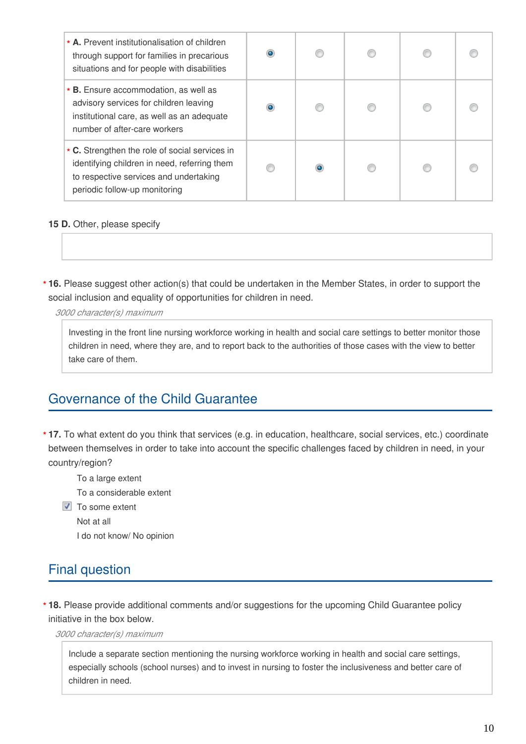| | | | | | |
|---|---|---|---|---|---|
| * **A.** Prevent institutionalisation of children through support for families in precarious situations and for people with disabilities | ◉ | ○ | ○ | ○ | ○ |
| * **B.** Ensure accommodation, as well as advisory services for children leaving institutional care, as well as an adequate number of after-care workers | ◉ | ○ | ○ | ○ | ○ |
| * **C.** Strengthen the role of social services in identifying children in need, referring them to respective services and undertaking periodic follow-up monitoring | ○ | ◉ | ○ | ○ | ○ |

**15 D.** Other, please specify

* **16.** Please suggest other action(s) that could be undertaken in the Member States, in order to support the social inclusion and equality of opportunities for children in need.

*3000 character(s) maximum*

Investing in the front line nursing workforce working in health and social care settings to better monitor those children in need, where they are, and to report back to the authorities of those cases with the view to better take care of them.

## Governance of the Child Guarantee

* **17.** To what extent do you think that services (e.g. in education, healthcare, social services, etc.) coordinate between themselves in order to take into account the specific challenges faced by children in need, in your country/region?

- To a large extent
- To a considerable extent
- [x] To some extent
- Not at all
- I do not know/ No opinion

## Final question

* **18.** Please provide additional comments and/or suggestions for the upcoming Child Guarantee policy initiative in the box below.

*3000 character(s) maximum*

Include a separate section mentioning the nursing workforce working in health and social care settings, especially schools (school nurses) and to invest in nursing to foster the inclusiveness and better care of children in need.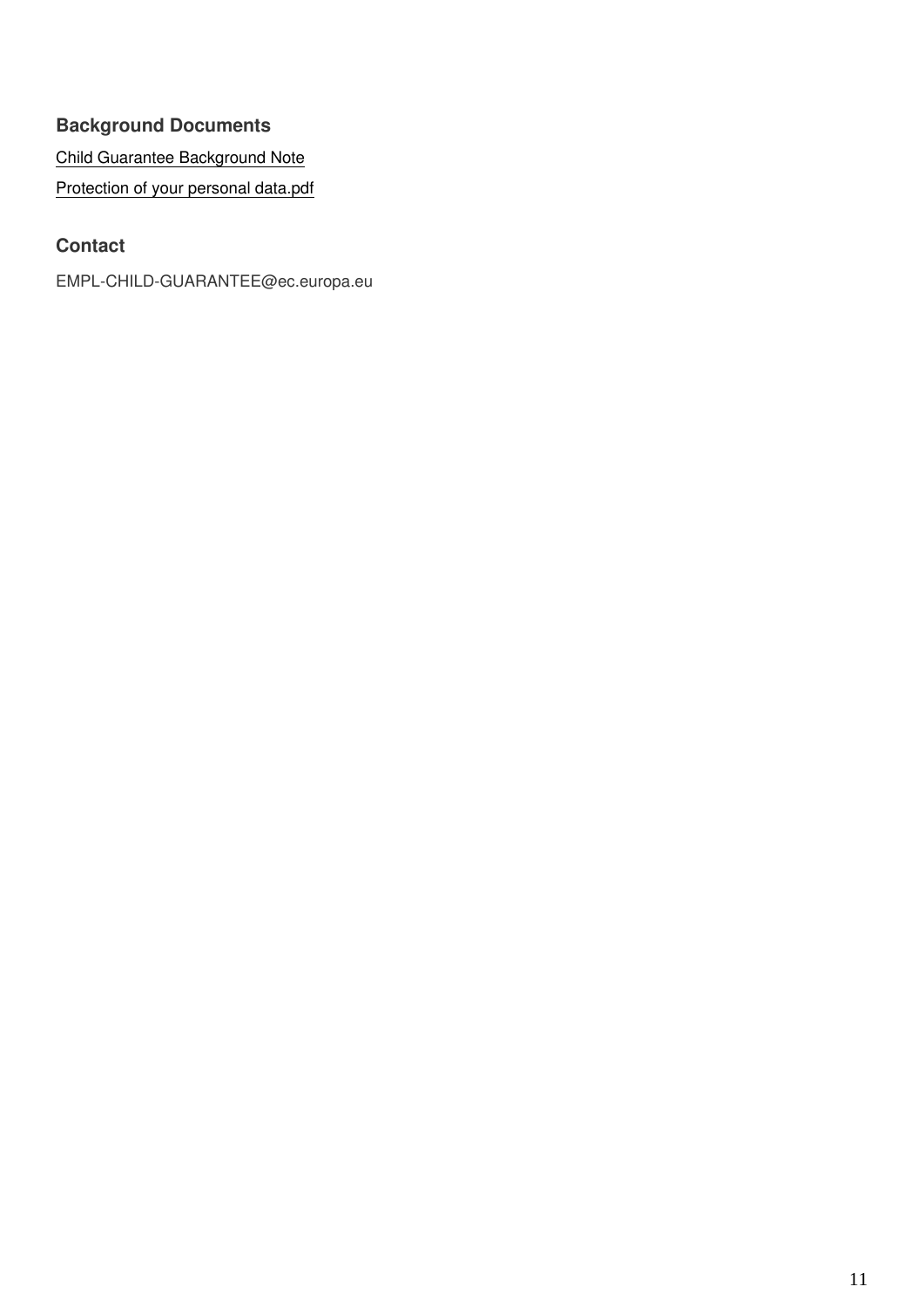### Background Documents

Child Guarantee Background Note

Protection of your personal data.pdf

### Contact

EMPL-CHILD-GUARANTEE@ec.europa.eu